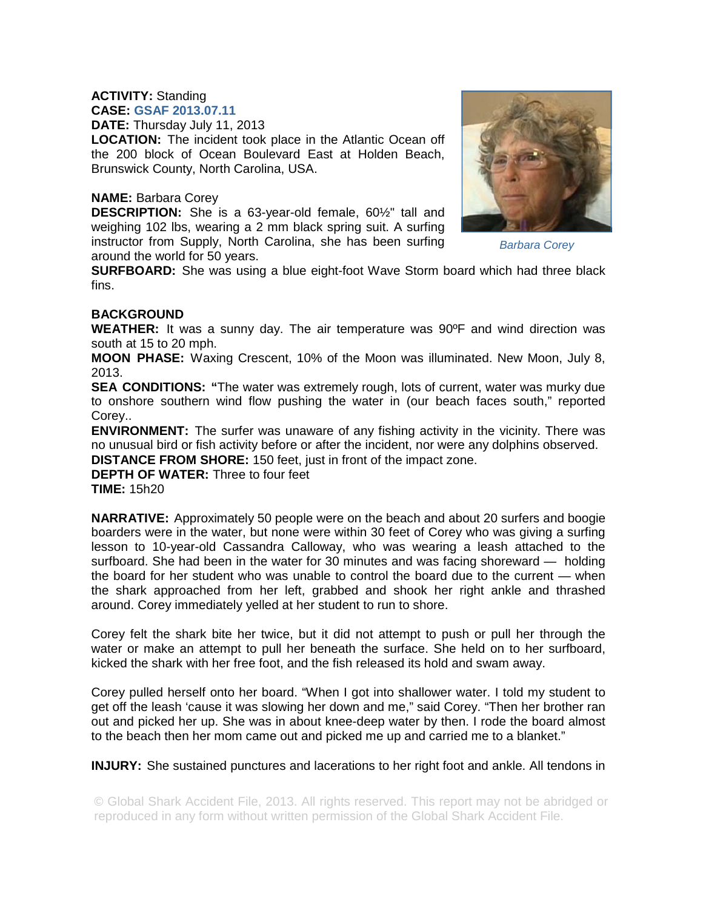**ACTIVITY:** Standing
**CASE:** GSAF 2013.07.11
**DATE:** Thursday July 11, 2013
**LOCATION:** The incident took place in the Atlantic Ocean off the 200 block of Ocean Boulevard East at Holden Beach, Brunswick County, North Carolina, USA.

**NAME:** Barbara Corey
**DESCRIPTION:** She is a 63-year-old female, 60½" tall and weighing 102 lbs, wearing a 2 mm black spring suit. A surfing instructor from Supply, North Carolina, she has been surfing around the world for 50 years.

*Barbara Corey*

**SURFBOARD:** She was using a blue eight-foot Wave Storm board which had three black fins.

**BACKGROUND**
**WEATHER:** It was a sunny day. The air temperature was 90ºF and wind direction was south at 15 to 20 mph.
**MOON PHASE:** Waxing Crescent, 10% of the Moon was illuminated. New Moon, July 8, 2013.
**SEA CONDITIONS:** "The water was extremely rough, lots of current, water was murky due to onshore southern wind flow pushing the water in (our beach faces south," reported Corey..
**ENVIRONMENT:** The surfer was unaware of any fishing activity in the vicinity. There was no unusual bird or fish activity before or after the incident, nor were any dolphins observed.
**DISTANCE FROM SHORE:** 150 feet, just in front of the impact zone.
**DEPTH OF WATER:** Three to four feet
**TIME:** 15h20

**NARRATIVE:** Approximately 50 people were on the beach and about 20 surfers and boogie boarders were in the water, but none were within 30 feet of Corey who was giving a surfing lesson to 10-year-old Cassandra Calloway, who was wearing a leash attached to the surfboard. She had been in the water for 30 minutes and was facing shoreward — holding the board for her student who was unable to control the board due to the current — when the shark approached from her left, grabbed and shook her right ankle and thrashed around. Corey immediately yelled at her student to run to shore.

Corey felt the shark bite her twice, but it did not attempt to push or pull her through the water or make an attempt to pull her beneath the surface. She held on to her surfboard, kicked the shark with her free foot, and the fish released its hold and swam away.

Corey pulled herself onto her board. "When I got into shallower water. I told my student to get off the leash 'cause it was slowing her down and me," said Corey. "Then her brother ran out and picked her up. She was in about knee-deep water by then. I rode the board almost to the beach then her mom came out and picked me up and carried me to a blanket."

**INJURY:** She sustained punctures and lacerations to her right foot and ankle. All tendons in

© Global Shark Accident File, 2013. All rights reserved. This report may not be abridged or reproduced in any form without written permission of the Global Shark Accident File.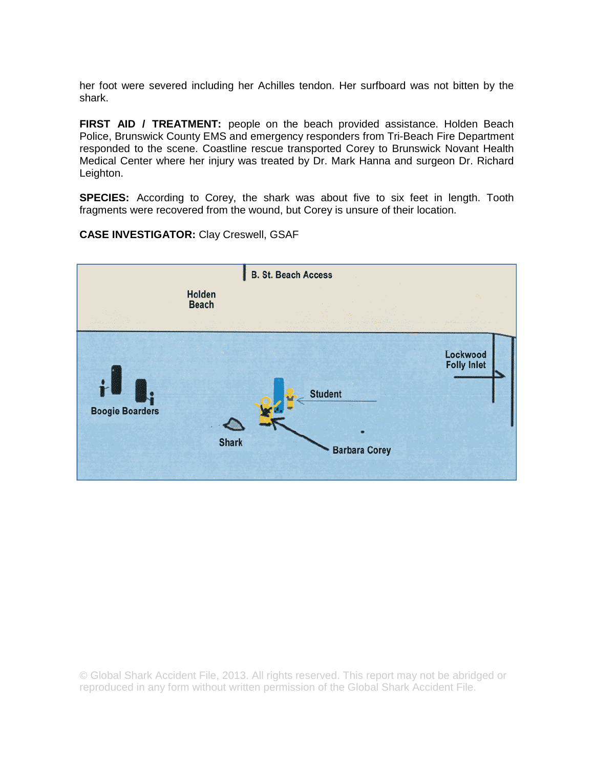her foot were severed including her Achilles tendon. Her surfboard was not bitten by the shark.

**FIRST AID / TREATMENT:** people on the beach provided assistance. Holden Beach Police, Brunswick County EMS and emergency responders from Tri-Beach Fire Department responded to the scene. Coastline rescue transported Corey to Brunswick Novant Health Medical Center where her injury was treated by Dr. Mark Hanna and surgeon Dr. Richard Leighton.

**SPECIES:** According to Corey, the shark was about five to six feet in length. Tooth fragments were recovered from the wound, but Corey is unsure of their location.

**CASE INVESTIGATOR:** Clay Creswell, GSAF

© Global Shark Accident File, 2013. All rights reserved. This report may not be abridged or reproduced in any form without written permission of the Global Shark Accident File.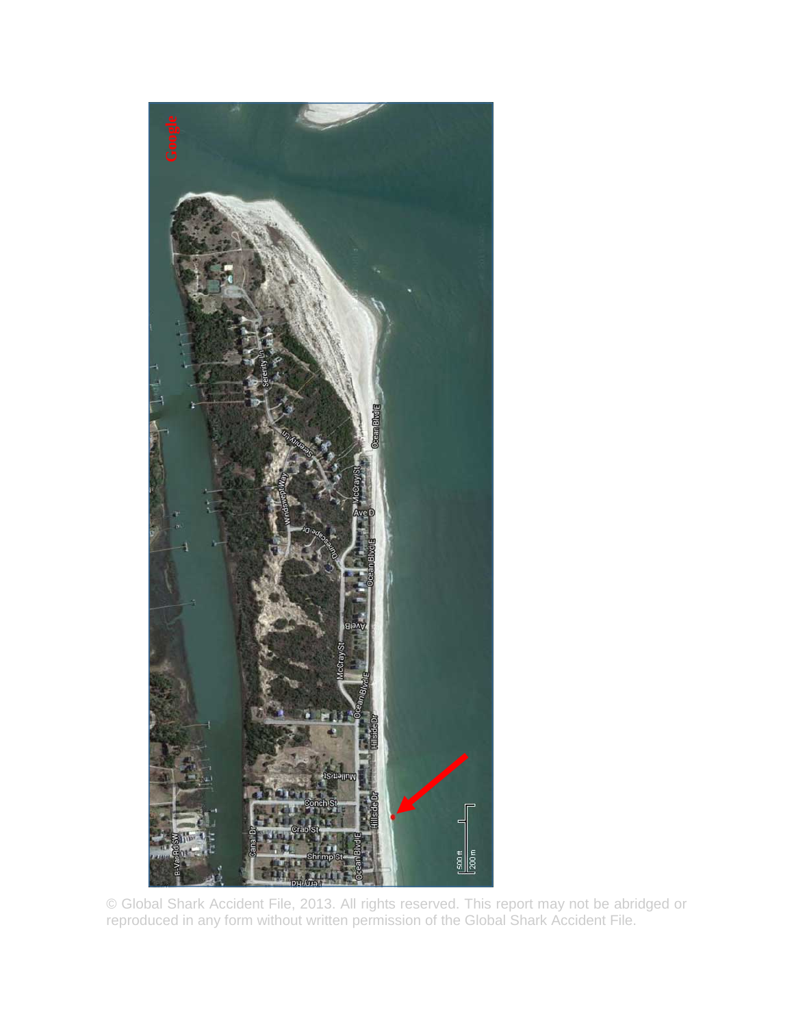© Global Shark Accident File, 2013. All rights reserved. This report may not be abridged or reproduced in any form without written permission of the Global Shark Accident File.